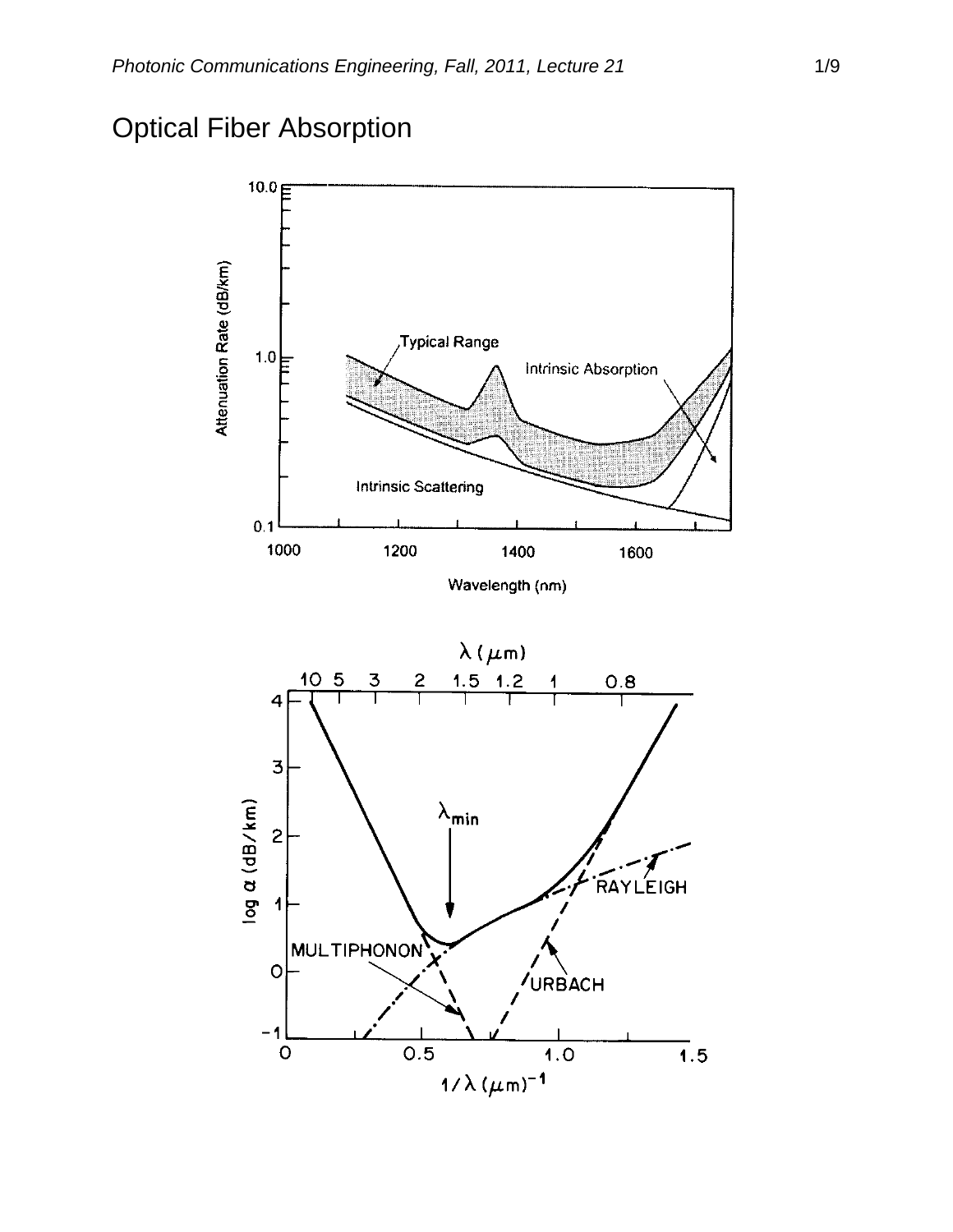# Optical Fiber Absorption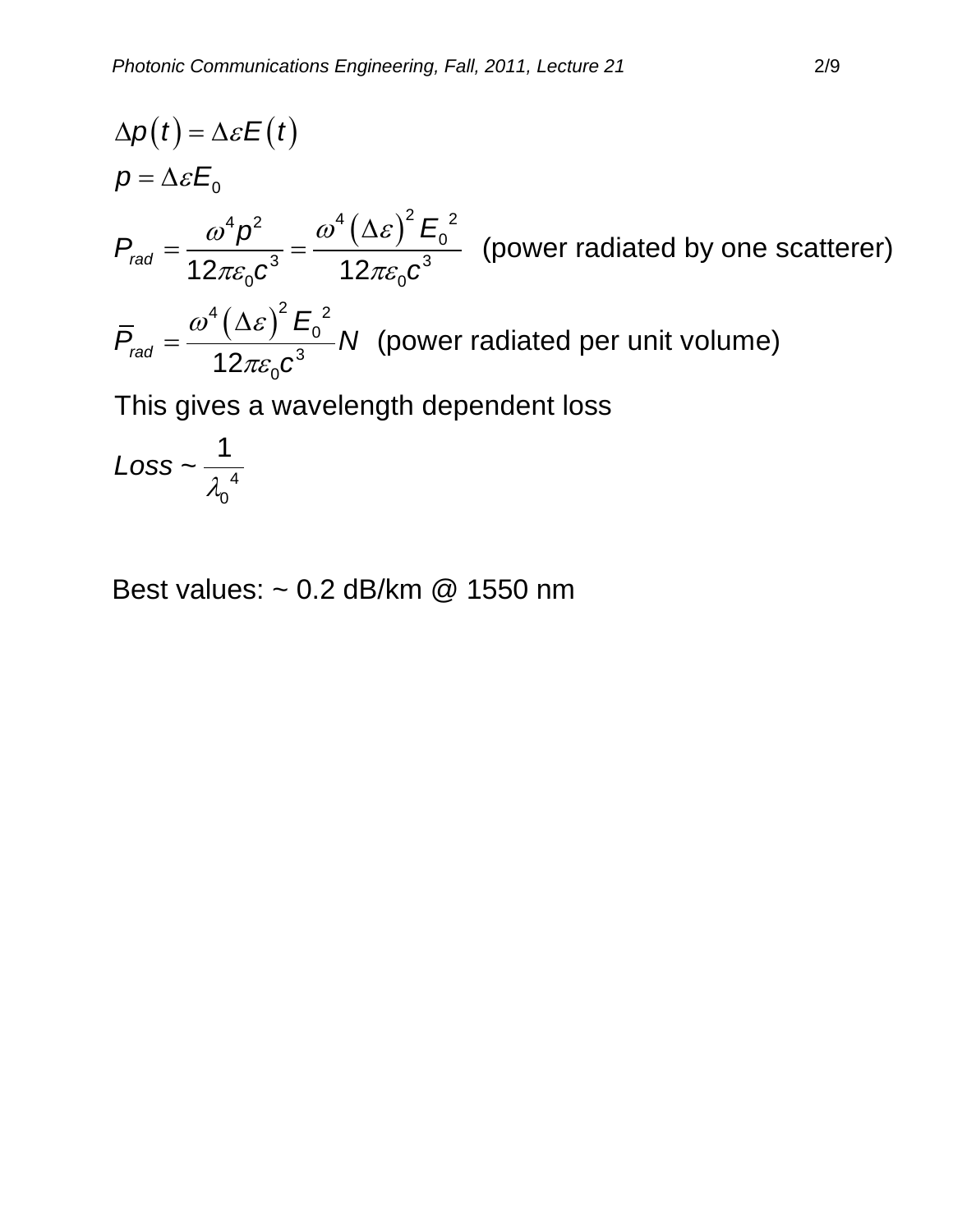$$\Delta p(t) = \Delta\varepsilon E(t)$$

$$p = \Delta\varepsilon E_0$$

$$P_{rad} = \frac{\omega^4 p^2}{12\pi\varepsilon_0 c^3} = \frac{\omega^4 (\Delta\varepsilon)^2 E_0^{\ 2}}{12\pi\varepsilon_0 c^3}$$ (power radiated by one scatterer)

$$\bar{P}_{rad} = \frac{\omega^4 (\Delta\varepsilon)^2 E_0^{\ 2}}{12\pi\varepsilon_0 c^3} N$$ (power radiated per unit volume)

This gives a wavelength dependent loss

$$Loss \sim \frac{1}{\lambda_0^{\ 4}}$$

Best values: ~ 0.2 dB/km @ 1550 nm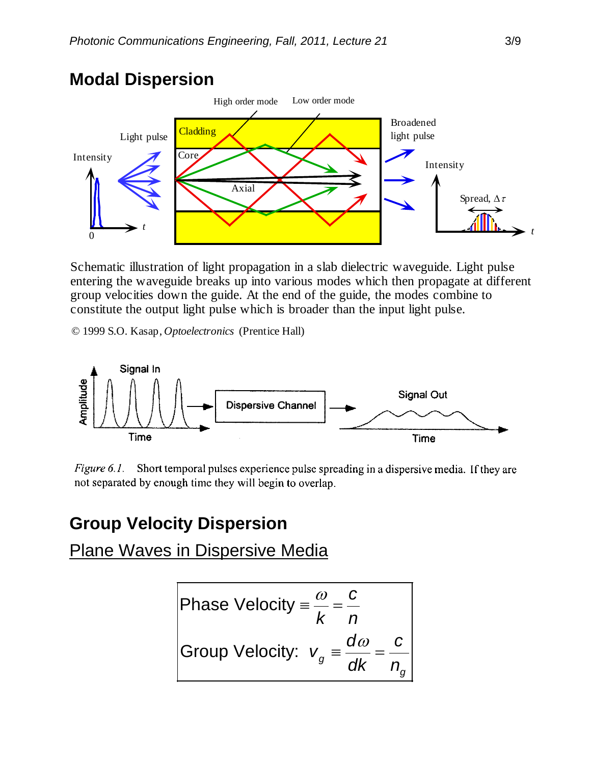## Modal Dispersion

Schematic illustration of light propagation in a slab dielectric waveguide. Light pulse entering the waveguide breaks up into various modes which then propagate at different group velocities down the guide. At the end of the guide, the modes combine to constitute the output light pulse which is broader than the input light pulse.

© 1999 S.O. Kasap, *Optoelectronics* (Prentice Hall)

*Figure 6.1.* Short temporal pulses experience pulse spreading in a dispersive media. If they are not separated by enough time they will begin to overlap.

## Group Velocity Dispersion

### Plane Waves in Dispersive Media

$$\text{Phase Velocity} \equiv \frac{\omega}{k} = \frac{c}{n}$$

$$\text{Group Velocity: } v_g \equiv \frac{d\omega}{dk} = \frac{c}{n_g}$$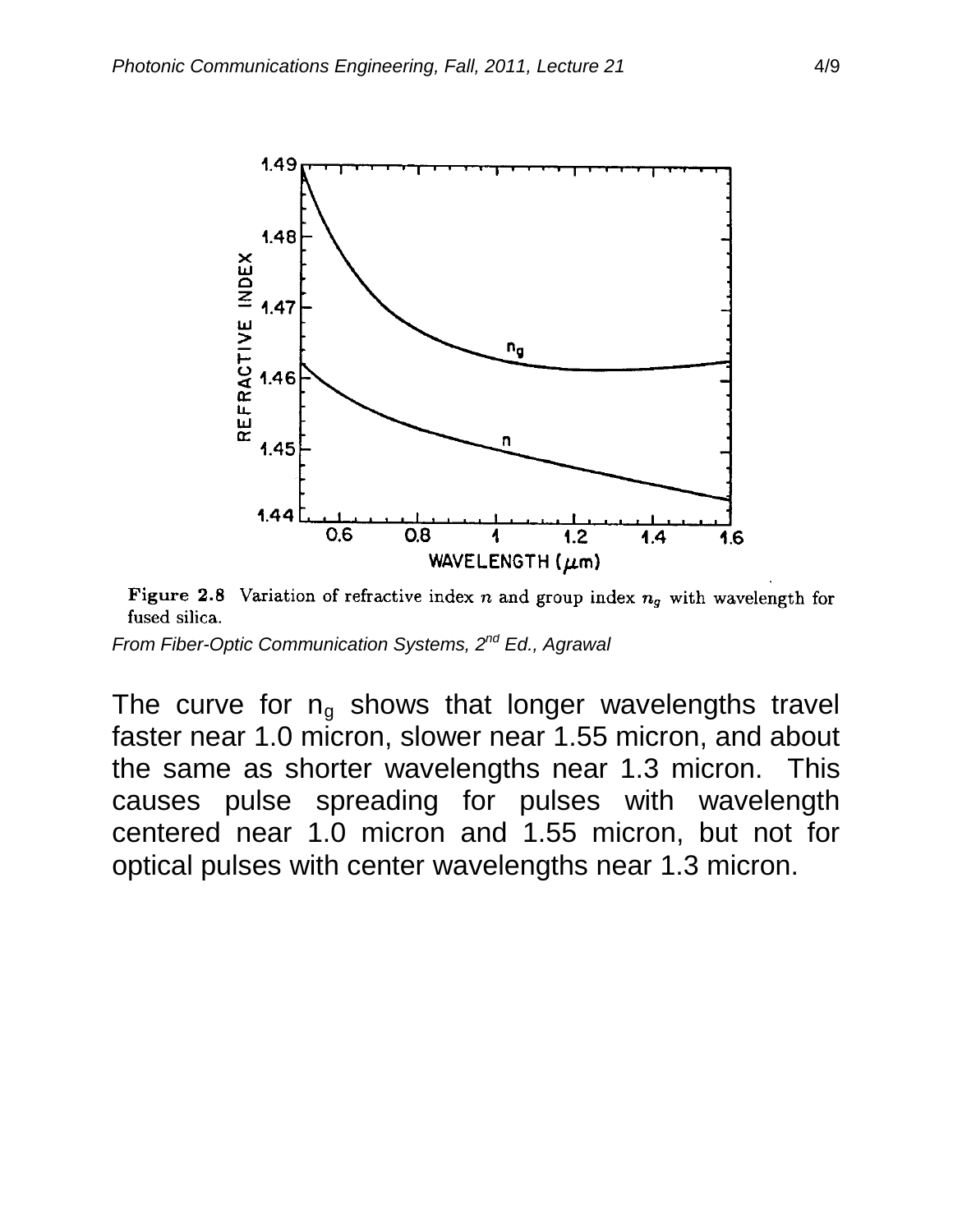**Figure 2.8** Variation of refractive index $n$ and group index $n_g$ with wavelength for fused silica.

*From Fiber-Optic Communication Systems, 2nd Ed., Agrawal*

The curve for $n_g$ shows that longer wavelengths travel faster near 1.0 micron, slower near 1.55 micron, and about the same as shorter wavelengths near 1.3 micron. This causes pulse spreading for pulses with wavelength centered near 1.0 micron and 1.55 micron, but not for optical pulses with center wavelengths near 1.3 micron.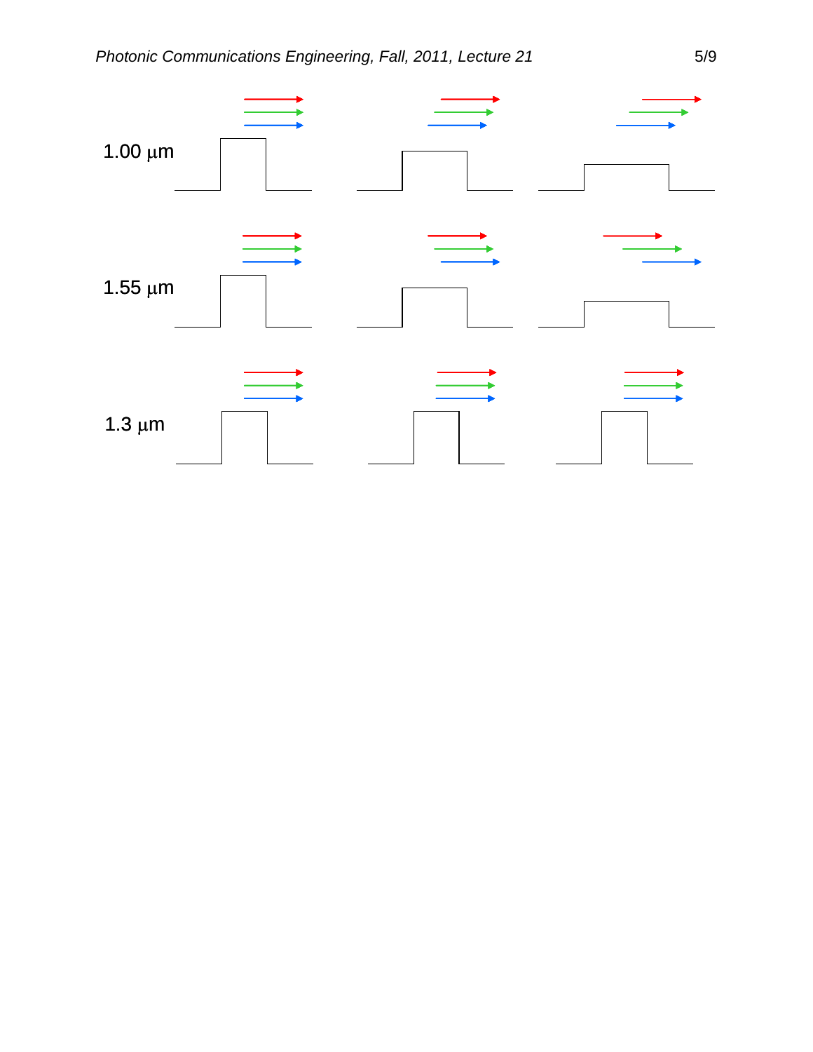1.00 $\mu$m

1.55 $\mu$m

1.3 $\mu$m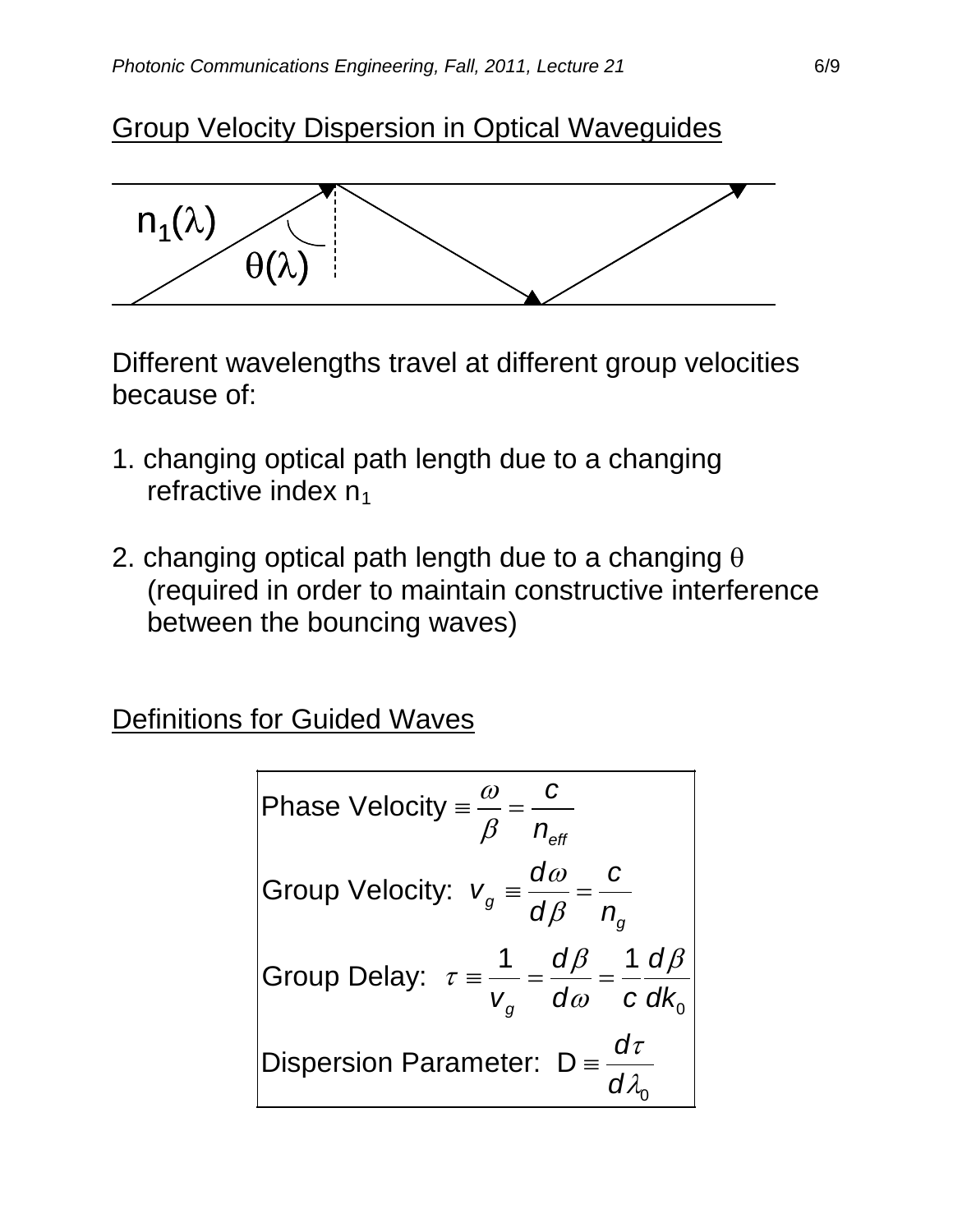## Group Velocity Dispersion in Optical Waveguides

$n_1(\lambda)$

$\theta(\lambda)$

Different wavelengths travel at different group velocities because of:

1. changing optical path length due to a changing refractive index $n_1$

2. changing optical path length due to a changing $\theta$ (required in order to maintain constructive interference between the bouncing waves)

## Definitions for Guided Waves

$$\text{Phase Velocity} \equiv \frac{\omega}{\beta} = \frac{c}{n_{eff}}$$

$$\text{Group Velocity: } v_g \equiv \frac{d\omega}{d\beta} = \frac{c}{n_g}$$

$$\text{Group Delay: } \tau \equiv \frac{1}{v_g} = \frac{d\beta}{d\omega} = \frac{1}{c}\frac{d\beta}{dk_0}$$

$$\text{Dispersion Parameter: } \mathrm{D} \equiv \frac{d\tau}{d\lambda_0}$$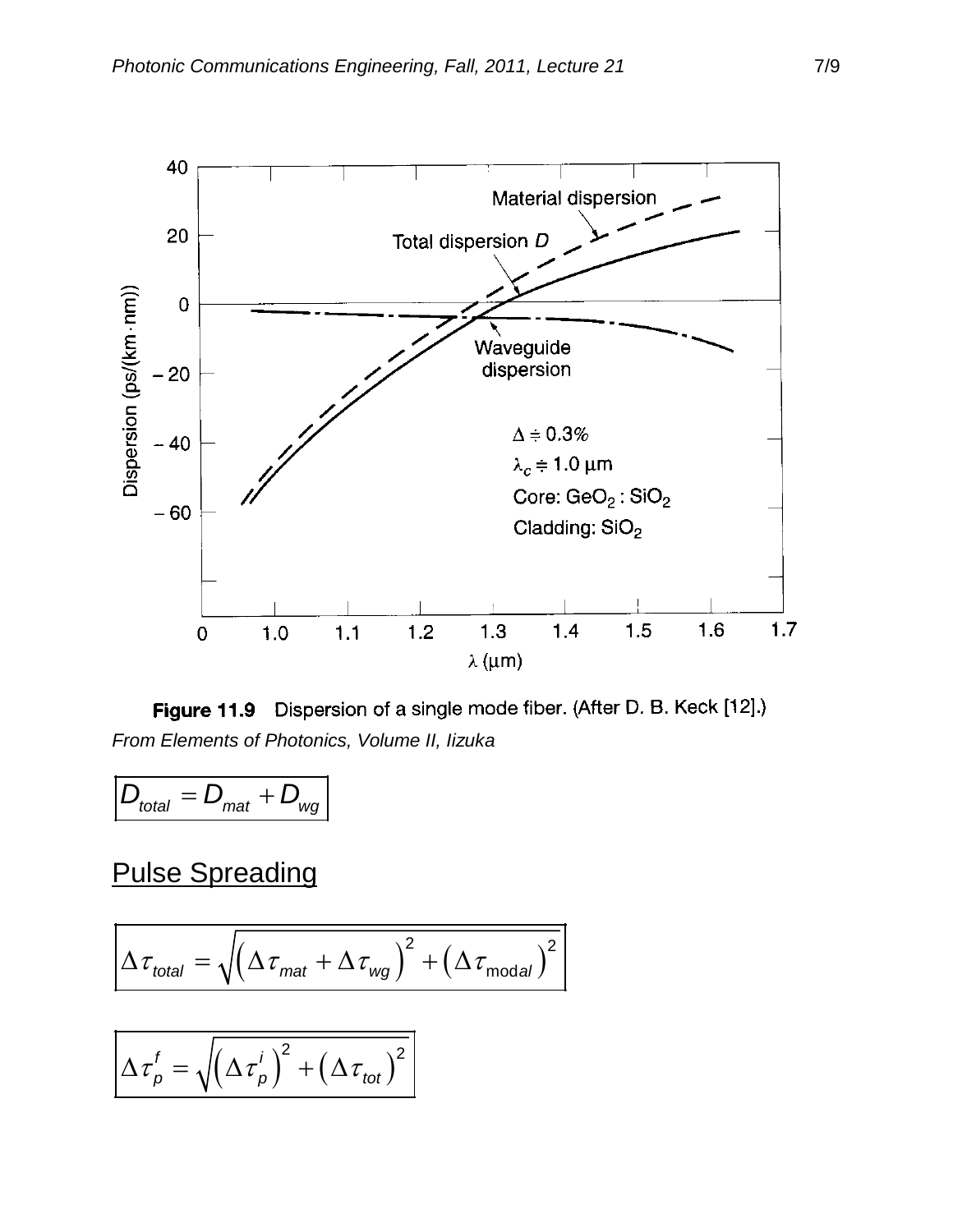**Figure 11.9** Dispersion of a single mode fiber. (After D. B. Keck [12].)

*From Elements of Photonics, Volume II, Iizuka*

$$D_{total} = D_{mat} + D_{wg}$$

## Pulse Spreading

$$\Delta\tau_{total} = \sqrt{\left(\Delta\tau_{mat} + \Delta\tau_{wg}\right)^2 + \left(\Delta\tau_{modal}\right)^2}$$

$$\Delta\tau_p^f = \sqrt{\left(\Delta\tau_p^i\right)^2 + \left(\Delta\tau_{tot}\right)^2}$$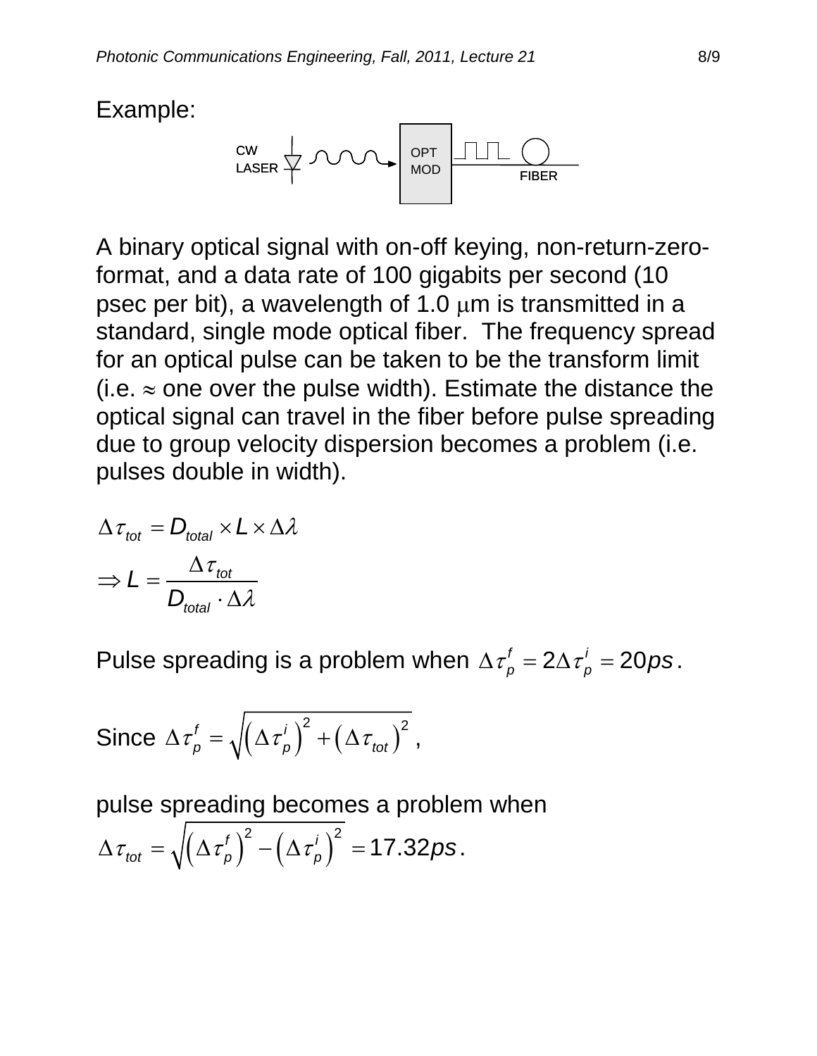Example:

A binary optical signal with on-off keying, non-return-zero-format, and a data rate of 100 gigabits per second (10 psec per bit), a wavelength of 1.0 μm is transmitted in a standard, single mode optical fiber. The frequency spread for an optical pulse can be taken to be the transform limit (i.e. ≈ one over the pulse width). Estimate the distance the optical signal can travel in the fiber before pulse spreading due to group velocity dispersion becomes a problem (i.e. pulses double in width).

$$\Delta\tau_{tot} = D_{total} \times L \times \Delta\lambda$$

$$\Rightarrow L = \frac{\Delta\tau_{tot}}{D_{total} \cdot \Delta\lambda}$$

Pulse spreading is a problem when $\Delta\tau_p^f = 2\Delta\tau_p^i = 20ps$.

Since $\Delta\tau_p^f = \sqrt{\left(\Delta\tau_p^i\right)^2 + \left(\Delta\tau_{tot}\right)^2}$,

pulse spreading becomes a problem when
$\Delta\tau_{tot} = \sqrt{\left(\Delta\tau_p^f\right)^2 - \left(\Delta\tau_p^i\right)^2} = 17.32ps$.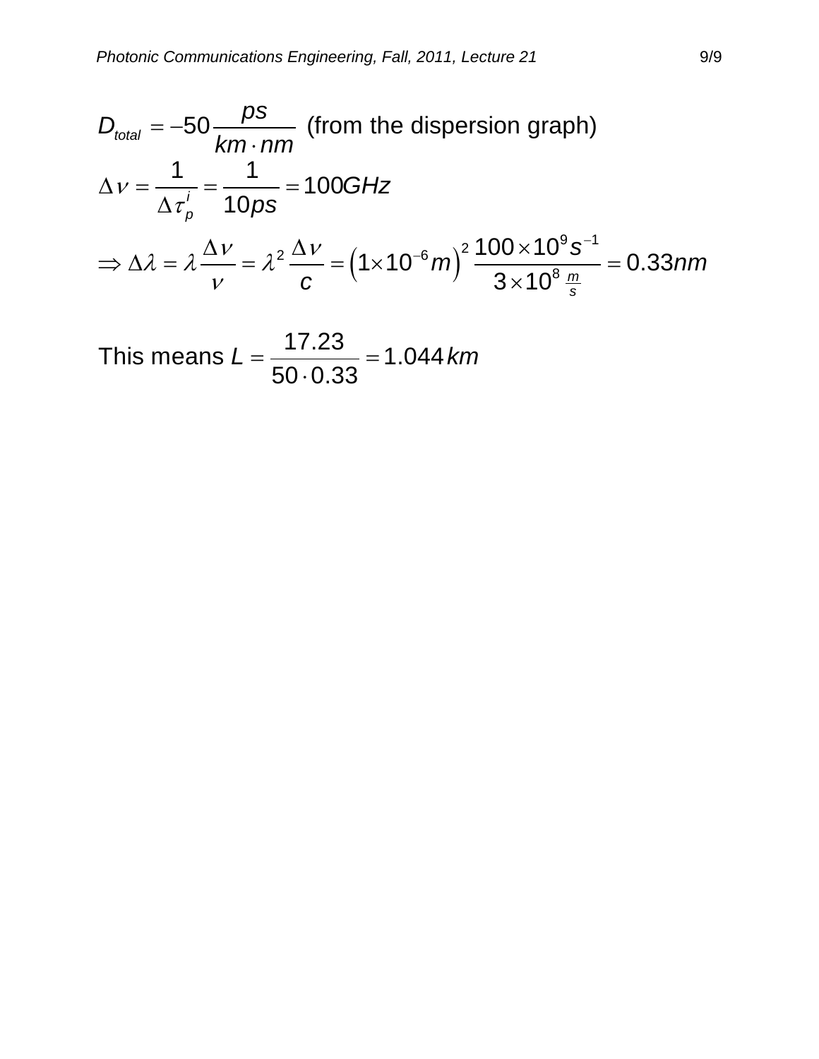$$D_{total} = -50 \frac{ps}{km \cdot nm} \text{ (from the dispersion graph)}$$

$$\Delta\nu = \frac{1}{\Delta\tau_p^i} = \frac{1}{10ps} = 100GHz$$

$$\Rightarrow \Delta\lambda = \lambda \frac{\Delta\nu}{\nu} = \lambda^2 \frac{\Delta\nu}{c} = \left(1\times10^{-6}m\right)^2 \frac{100\times10^9 s^{-1}}{3\times10^8 \frac{m}{s}} = 0.33nm$$

This means $L = \frac{17.23}{50\cdot0.33} = 1.044\,km$